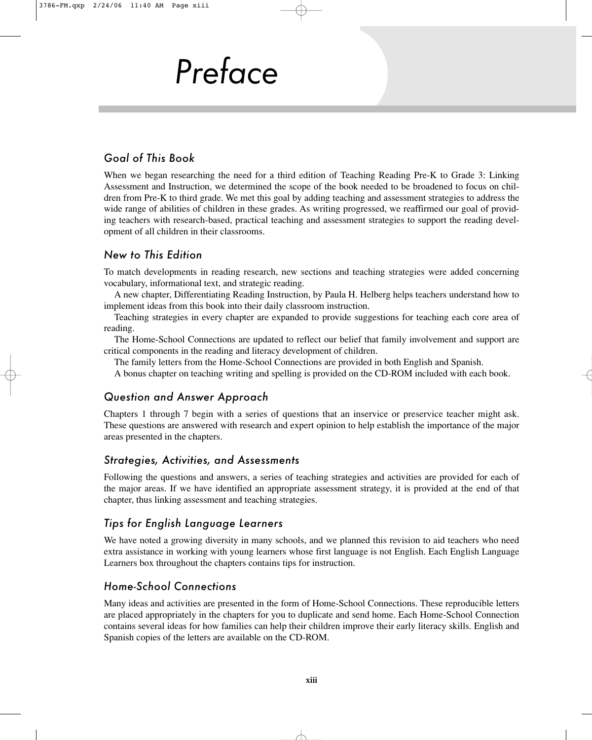# Preface

## Goal of This Book

When we began researching the need for a third edition of Teaching Reading Pre-K to Grade 3: Linking Assessment and Instruction, we determined the scope of the book needed to be broadened to focus on children from Pre-K to third grade. We met this goal by adding teaching and assessment strategies to address the wide range of abilities of children in these grades. As writing progressed, we reaffirmed our goal of providing teachers with research-based, practical teaching and assessment strategies to support the reading development of all children in their classrooms.

## New to This Edition

To match developments in reading research, new sections and teaching strategies were added concerning vocabulary, informational text, and strategic reading.

A new chapter, Differentiating Reading Instruction, by Paula H. Helberg helps teachers understand how to implement ideas from this book into their daily classroom instruction.

Teaching strategies in every chapter are expanded to provide suggestions for teaching each core area of reading.

The Home-School Connections are updated to reflect our belief that family involvement and support are critical components in the reading and literacy development of children.

The family letters from the Home-School Connections are provided in both English and Spanish.

A bonus chapter on teaching writing and spelling is provided on the CD-ROM included with each book.

## Question and Answer Approach

Chapters 1 through 7 begin with a series of questions that an inservice or preservice teacher might ask. These questions are answered with research and expert opinion to help establish the importance of the major areas presented in the chapters.

## Strategies, Activities, and Assessments

Following the questions and answers, a series of teaching strategies and activities are provided for each of the major areas. If we have identified an appropriate assessment strategy, it is provided at the end of that chapter, thus linking assessment and teaching strategies.

## Tips for English Language Learners

We have noted a growing diversity in many schools, and we planned this revision to aid teachers who need extra assistance in working with young learners whose first language is not English. Each English Language Learners box throughout the chapters contains tips for instruction.

## Home-School Connections

Many ideas and activities are presented in the form of Home-School Connections. These reproducible letters are placed appropriately in the chapters for you to duplicate and send home. Each Home-School Connection contains several ideas for how families can help their children improve their early literacy skills. English and Spanish copies of the letters are available on the CD-ROM.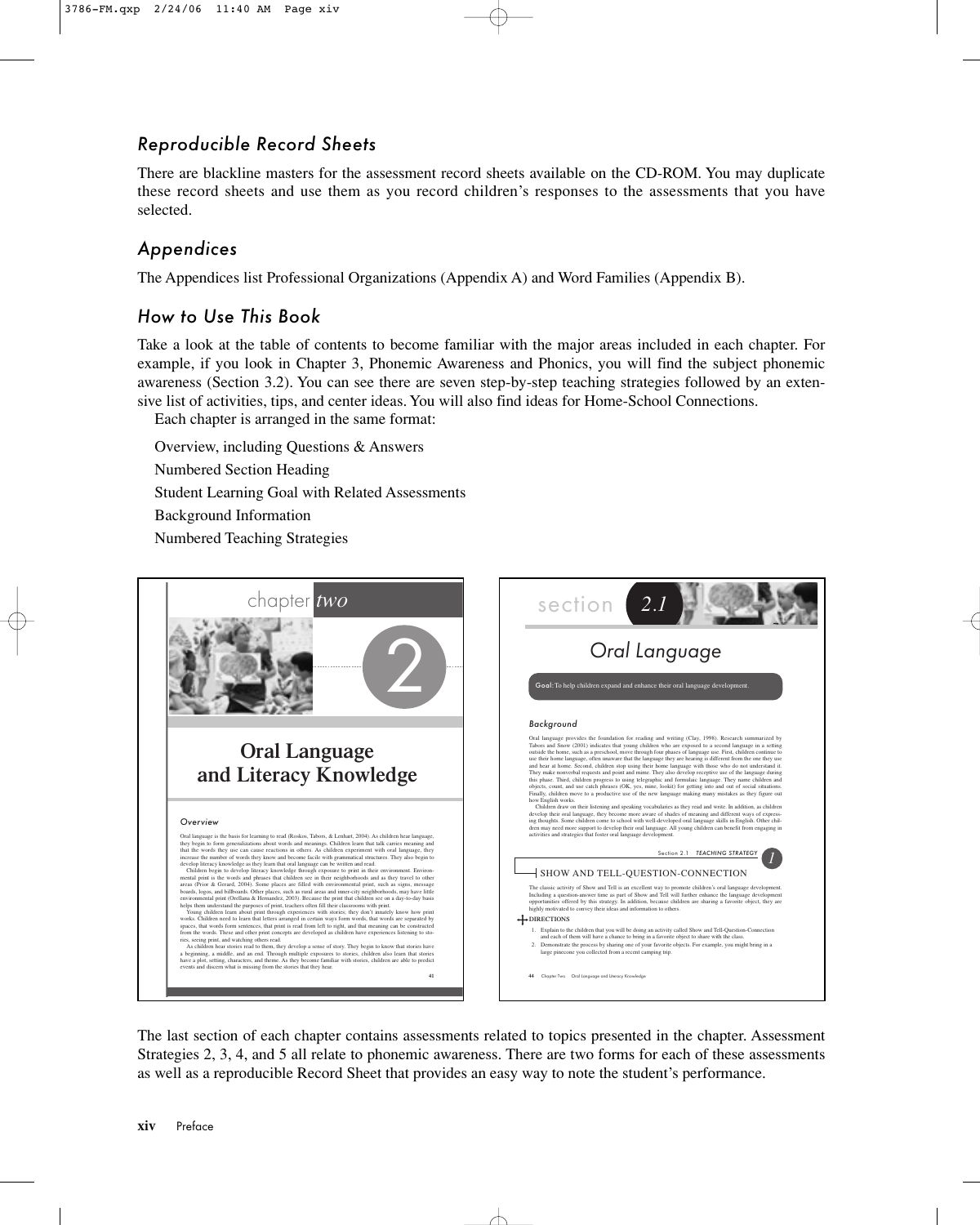### Reproducible Record Sheets

There are blackline masters for the assessment record sheets available on the CD-ROM. You may duplicate these record sheets and use them as you record children's responses to the assessments that you have selected.

### Appendices

The Appendices list Professional Organizations (Appendix A) and Word Families (Appendix B).

### How to Use This Book

Take a look at the table of contents to become familiar with the major areas included in each chapter. For example, if you look in Chapter 3, Phonemic Awareness and Phonics, you will find the subject phonemic awareness (Section 3.2). You can see there are seven step-by-step teaching strategies followed by an extensive list of activities, tips, and center ideas. You will also find ideas for Home-School Connections.

Each chapter is arranged in the same format:

Overview, including Questions & Answers
Numbered Section Heading
Student Learning Goal with Related Assessments
Background Information
Numbered Teaching Strategies

The last section of each chapter contains assessments related to topics presented in the chapter. Assessment Strategies 2, 3, 4, and 5 all relate to phonemic awareness. There are two forms for each of these assessments as well as a reproducible Record Sheet that provides an easy way to note the student's performance.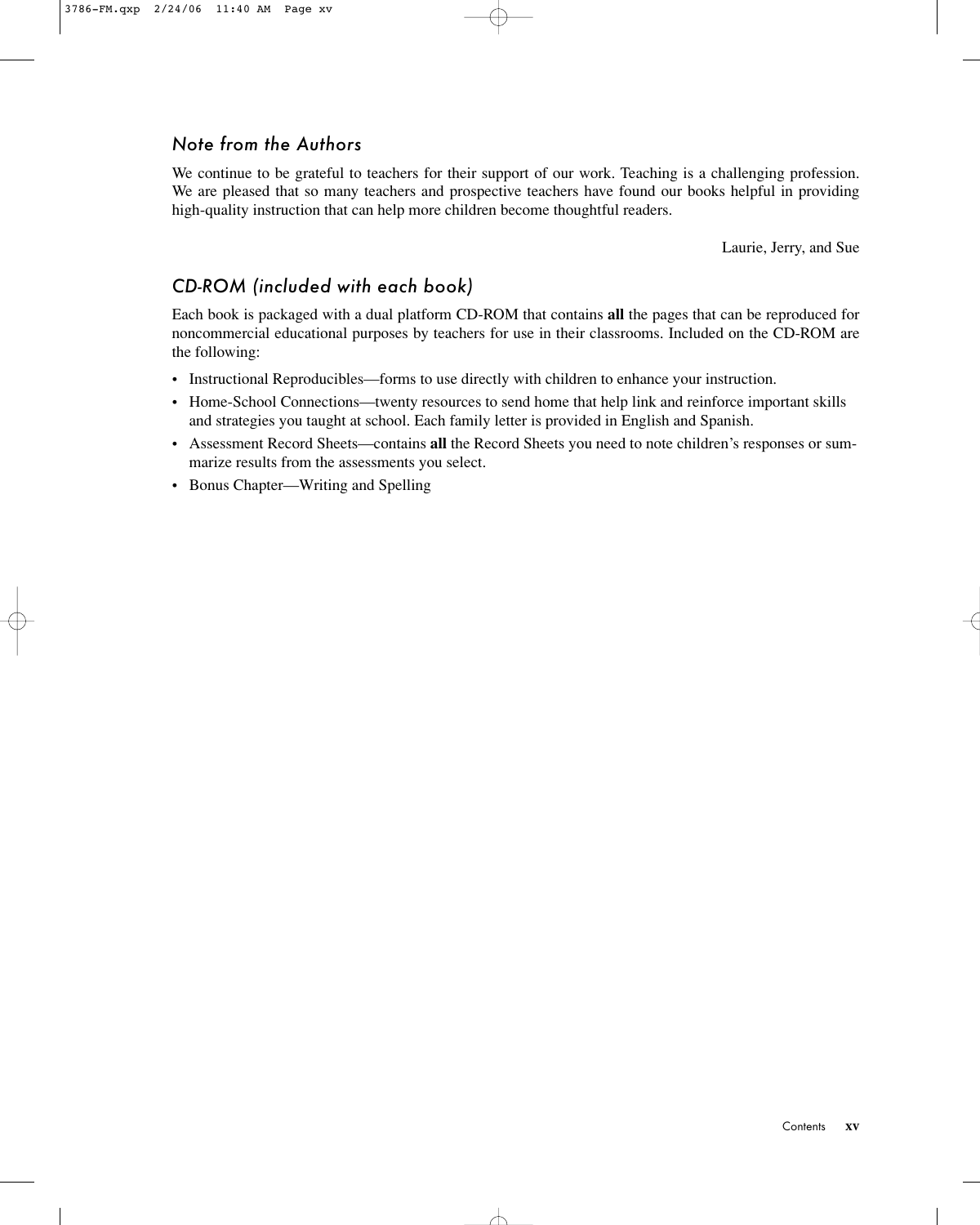## *Note from the Authors*

We continue to be grateful to teachers for their support of our work. Teaching is a challenging profession. We are pleased that so many teachers and prospective teachers have found our books helpful in providing high-quality instruction that can help more children become thoughtful readers.

Laurie, Jerry, and Sue

## *CD-ROM (included with each book)*

Each book is packaged with a dual platform CD-ROM that contains **all** the pages that can be reproduced for noncommercial educational purposes by teachers for use in their classrooms. Included on the CD-ROM are the following:

- Instructional Reproducibles—forms to use directly with children to enhance your instruction.
- Home-School Connections—twenty resources to send home that help link and reinforce important skills and strategies you taught at school. Each family letter is provided in English and Spanish.
- Assessment Record Sheets—contains **all** the Record Sheets you need to note children's responses or summarize results from the assessments you select.
- Bonus Chapter—Writing and Spelling